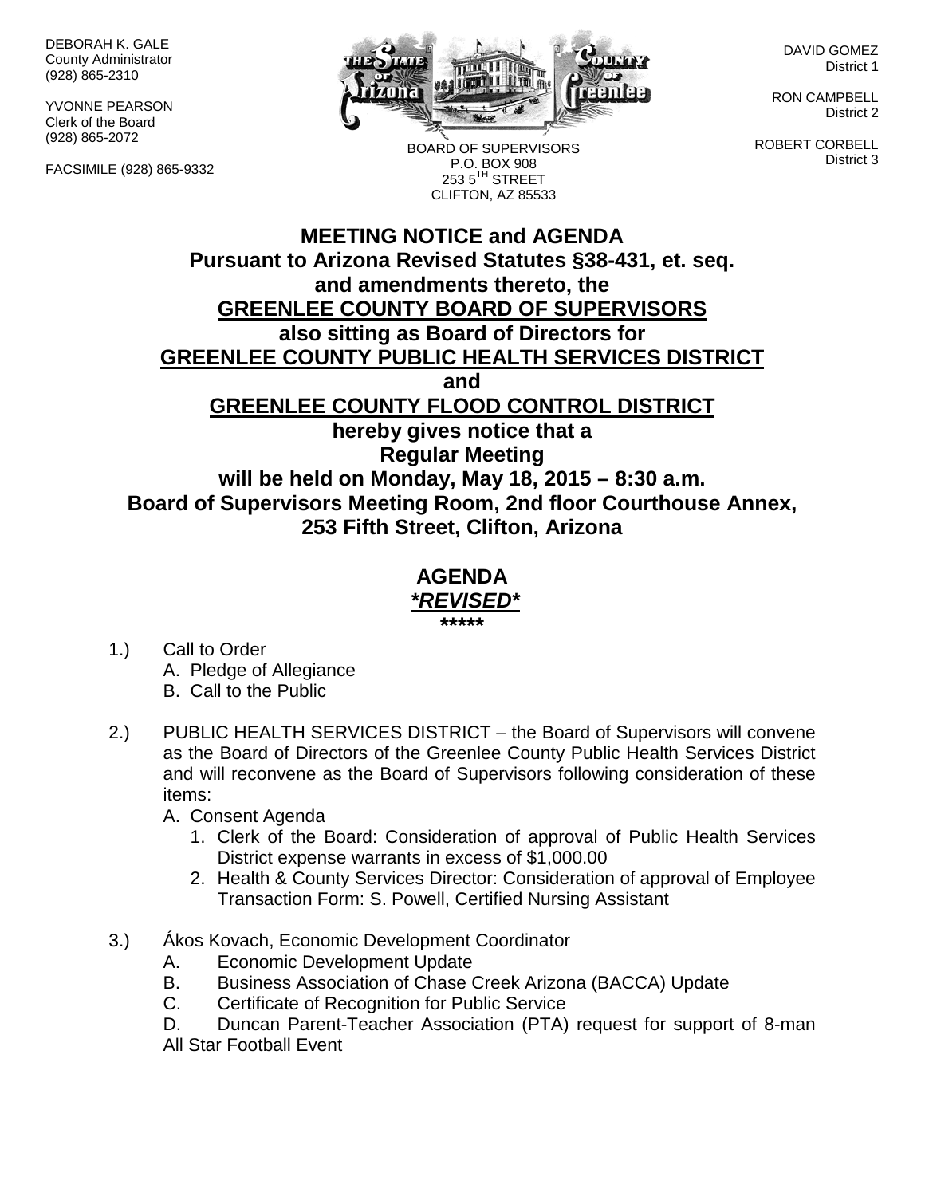DEBORAH K. GALE
County Administrator
(928) 865-2310

YVONNE PEARSON
Clerk of the Board
(928) 865-2072

FACSIMILE (928) 865-9332

BOARD OF SUPERVISORS
P.O. BOX 908
253 5TH STREET
CLIFTON, AZ 85533

DAVID GOMEZ
District 1

RON CAMPBELL
District 2

ROBERT CORBELL
District 3

# MEETING NOTICE and AGENDA

**Pursuant to Arizona Revised Statutes §38-431, et. seq.**
**and amendments thereto, the**
**GREENLEE COUNTY BOARD OF SUPERVISORS**
**also sitting as Board of Directors for**
**GREENLEE COUNTY PUBLIC HEALTH SERVICES DISTRICT**
**and**
**GREENLEE COUNTY FLOOD CONTROL DISTRICT**
**hereby gives notice that a**
**Regular Meeting**
**will be held on Monday, May 18, 2015 – 8:30 a.m.**
**Board of Supervisors Meeting Room, 2nd floor Courthouse Annex,**
**253 Fifth Street, Clifton, Arizona**

## AGENDA

***REVISED***

*****

1.) Call to Order
   A. Pledge of Allegiance
   B. Call to the Public

2.) PUBLIC HEALTH SERVICES DISTRICT – the Board of Supervisors will convene as the Board of Directors of the Greenlee County Public Health Services District and will reconvene as the Board of Supervisors following consideration of these items:
   A. Consent Agenda
      1. Clerk of the Board: Consideration of approval of Public Health Services District expense warrants in excess of $1,000.00
      2. Health & County Services Director: Consideration of approval of Employee Transaction Form: S. Powell, Certified Nursing Assistant

3.) Ákos Kovach, Economic Development Coordinator
   A. Economic Development Update
   B. Business Association of Chase Creek Arizona (BACCA) Update
   C. Certificate of Recognition for Public Service
   D. Duncan Parent-Teacher Association (PTA) request for support of 8-man All Star Football Event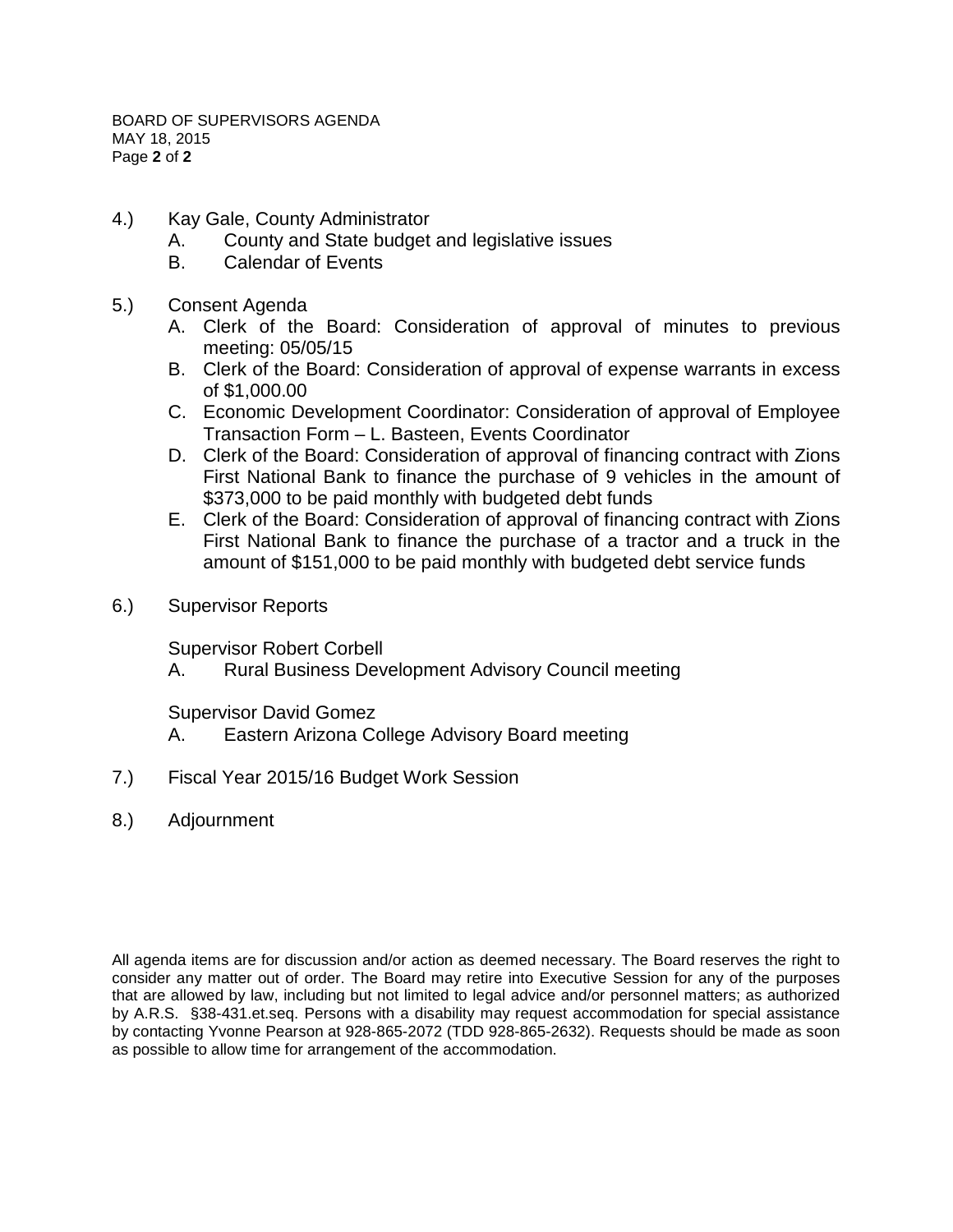4.) Kay Gale, County Administrator
   A. County and State budget and legislative issues
   B. Calendar of Events

5.) Consent Agenda
   A. Clerk of the Board: Consideration of approval of minutes to previous meeting: 05/05/15
   B. Clerk of the Board: Consideration of approval of expense warrants in excess of $1,000.00
   C. Economic Development Coordinator: Consideration of approval of Employee Transaction Form – L. Basteen, Events Coordinator
   D. Clerk of the Board: Consideration of approval of financing contract with Zions First National Bank to finance the purchase of 9 vehicles in the amount of $373,000 to be paid monthly with budgeted debt funds
   E. Clerk of the Board: Consideration of approval of financing contract with Zions First National Bank to finance the purchase of a tractor and a truck in the amount of $151,000 to be paid monthly with budgeted debt service funds

6.) Supervisor Reports

   Supervisor Robert Corbell
   A. Rural Business Development Advisory Council meeting

   Supervisor David Gomez
   A. Eastern Arizona College Advisory Board meeting

7.) Fiscal Year 2015/16 Budget Work Session

8.) Adjournment

All agenda items are for discussion and/or action as deemed necessary. The Board reserves the right to consider any matter out of order. The Board may retire into Executive Session for any of the purposes that are allowed by law, including but not limited to legal advice and/or personnel matters; as authorized by A.R.S. §38-431.et.seq. Persons with a disability may request accommodation for special assistance by contacting Yvonne Pearson at 928-865-2072 (TDD 928-865-2632). Requests should be made as soon as possible to allow time for arrangement of the accommodation.